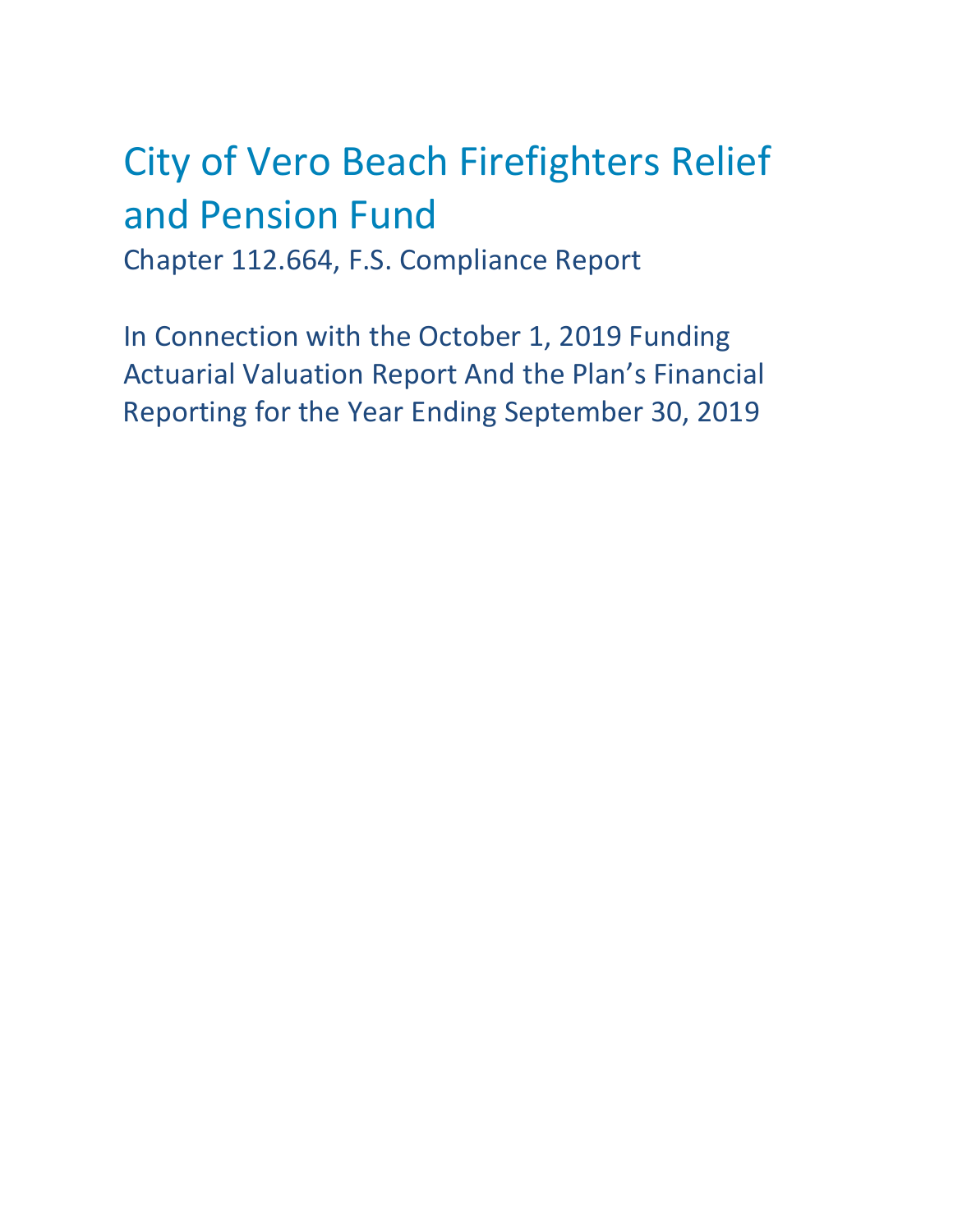# City of Vero Beach Firefighters Relief and Pension Fund

Chapter 112.664, F.S. Compliance Report

In Connection with the October 1, 2019 Funding Actuarial Valuation Report And the Plan's Financial Reporting for the Year Ending September 30, 2019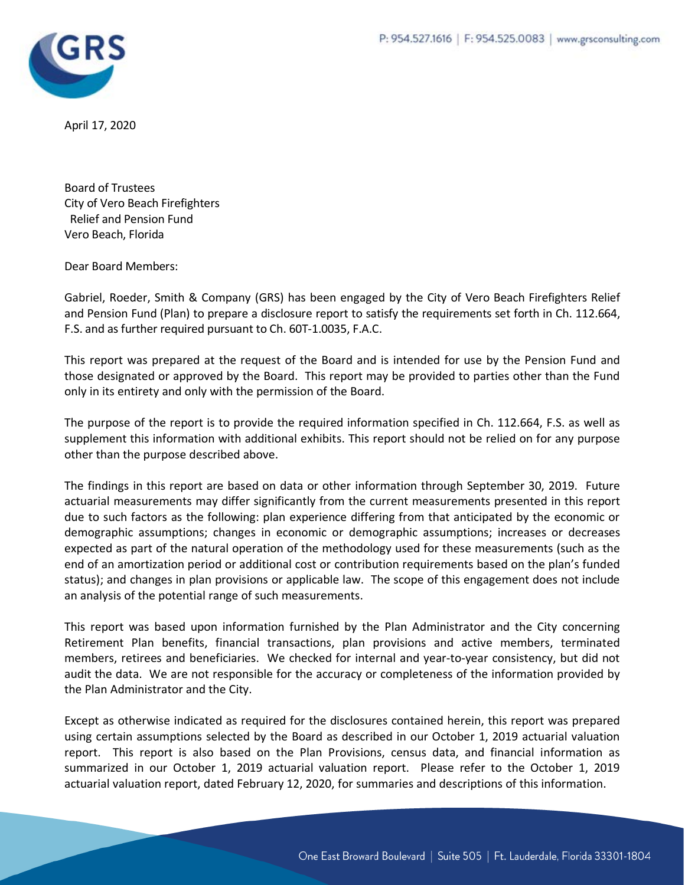April 17, 2020

Board of Trustees
City of Vero Beach Firefighters
Relief and Pension Fund
Vero Beach, Florida

Dear Board Members:

Gabriel, Roeder, Smith & Company (GRS) has been engaged by the City of Vero Beach Firefighters Relief and Pension Fund (Plan) to prepare a disclosure report to satisfy the requirements set forth in Ch. 112.664, F.S. and as further required pursuant to Ch. 60T-1.0035, F.A.C.

This report was prepared at the request of the Board and is intended for use by the Pension Fund and those designated or approved by the Board. This report may be provided to parties other than the Fund only in its entirety and only with the permission of the Board.

The purpose of the report is to provide the required information specified in Ch. 112.664, F.S. as well as supplement this information with additional exhibits. This report should not be relied on for any purpose other than the purpose described above.

The findings in this report are based on data or other information through September 30, 2019. Future actuarial measurements may differ significantly from the current measurements presented in this report due to such factors as the following: plan experience differing from that anticipated by the economic or demographic assumptions; changes in economic or demographic assumptions; increases or decreases expected as part of the natural operation of the methodology used for these measurements (such as the end of an amortization period or additional cost or contribution requirements based on the plan's funded status); and changes in plan provisions or applicable law. The scope of this engagement does not include an analysis of the potential range of such measurements.

This report was based upon information furnished by the Plan Administrator and the City concerning Retirement Plan benefits, financial transactions, plan provisions and active members, terminated members, retirees and beneficiaries. We checked for internal and year-to-year consistency, but did not audit the data. We are not responsible for the accuracy or completeness of the information provided by the Plan Administrator and the City.

Except as otherwise indicated as required for the disclosures contained herein, this report was prepared using certain assumptions selected by the Board as described in our October 1, 2019 actuarial valuation report. This report is also based on the Plan Provisions, census data, and financial information as summarized in our October 1, 2019 actuarial valuation report. Please refer to the October 1, 2019 actuarial valuation report, dated February 12, 2020, for summaries and descriptions of this information.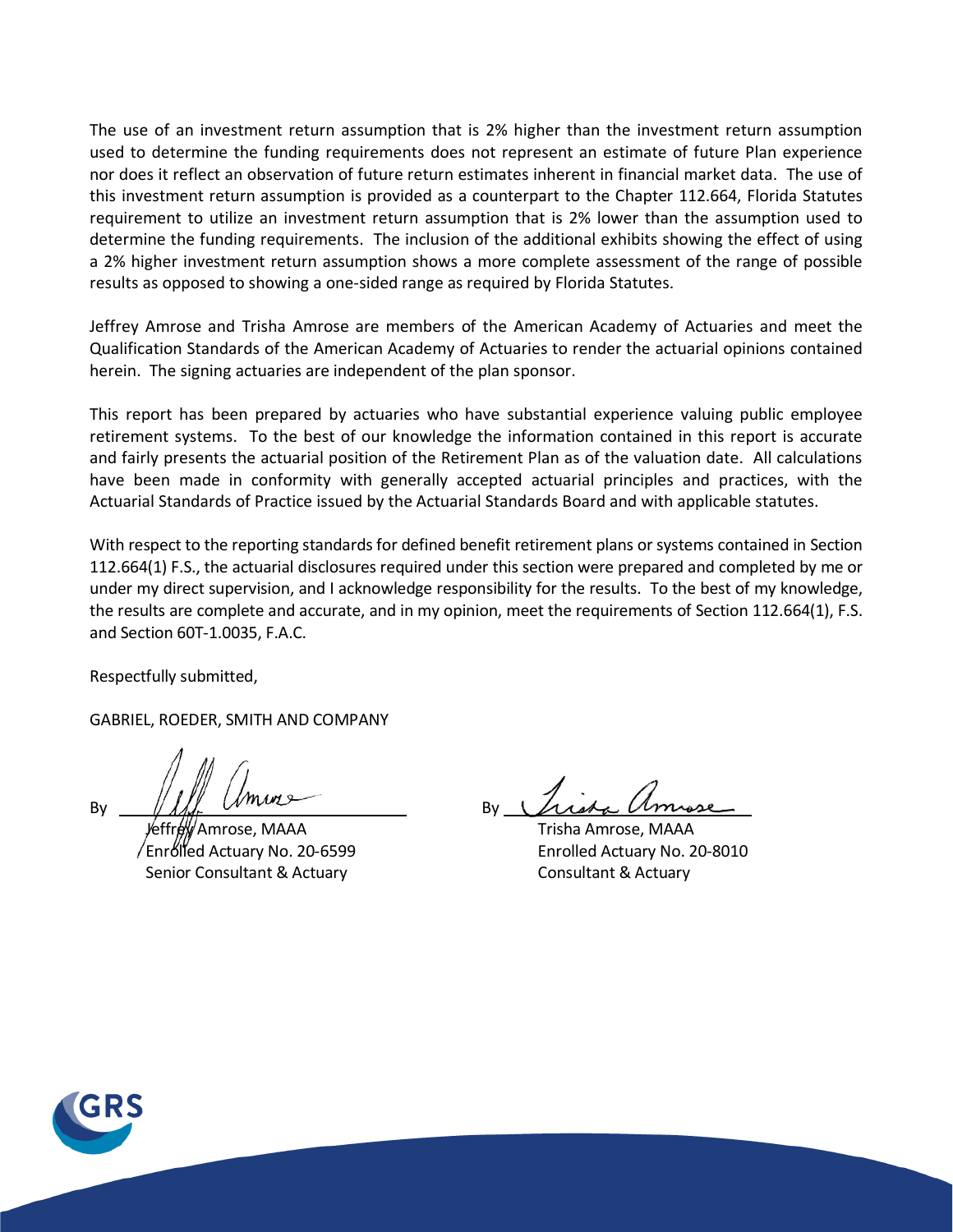The use of an investment return assumption that is 2% higher than the investment return assumption used to determine the funding requirements does not represent an estimate of future Plan experience nor does it reflect an observation of future return estimates inherent in financial market data. The use of this investment return assumption is provided as a counterpart to the Chapter 112.664, Florida Statutes requirement to utilize an investment return assumption that is 2% lower than the assumption used to determine the funding requirements. The inclusion of the additional exhibits showing the effect of using a 2% higher investment return assumption shows a more complete assessment of the range of possible results as opposed to showing a one-sided range as required by Florida Statutes.

Jeffrey Amrose and Trisha Amrose are members of the American Academy of Actuaries and meet the Qualification Standards of the American Academy of Actuaries to render the actuarial opinions contained herein. The signing actuaries are independent of the plan sponsor.

This report has been prepared by actuaries who have substantial experience valuing public employee retirement systems. To the best of our knowledge the information contained in this report is accurate and fairly presents the actuarial position of the Retirement Plan as of the valuation date. All calculations have been made in conformity with generally accepted actuarial principles and practices, with the Actuarial Standards of Practice issued by the Actuarial Standards Board and with applicable statutes.

With respect to the reporting standards for defined benefit retirement plans or systems contained in Section 112.664(1) F.S., the actuarial disclosures required under this section were prepared and completed by me or under my direct supervision, and I acknowledge responsibility for the results. To the best of my knowledge, the results are complete and accurate, and in my opinion, meet the requirements of Section 112.664(1), F.S. and Section 60T-1.0035, F.A.C.

Respectfully submitted,

GABRIEL, ROEDER, SMITH AND COMPANY

By ______________________________
Jeffrey Amrose, MAAA
Enrolled Actuary No. 20-6599
Senior Consultant & Actuary

By ______________________________
Trisha Amrose, MAAA
Enrolled Actuary No. 20-8010
Consultant & Actuary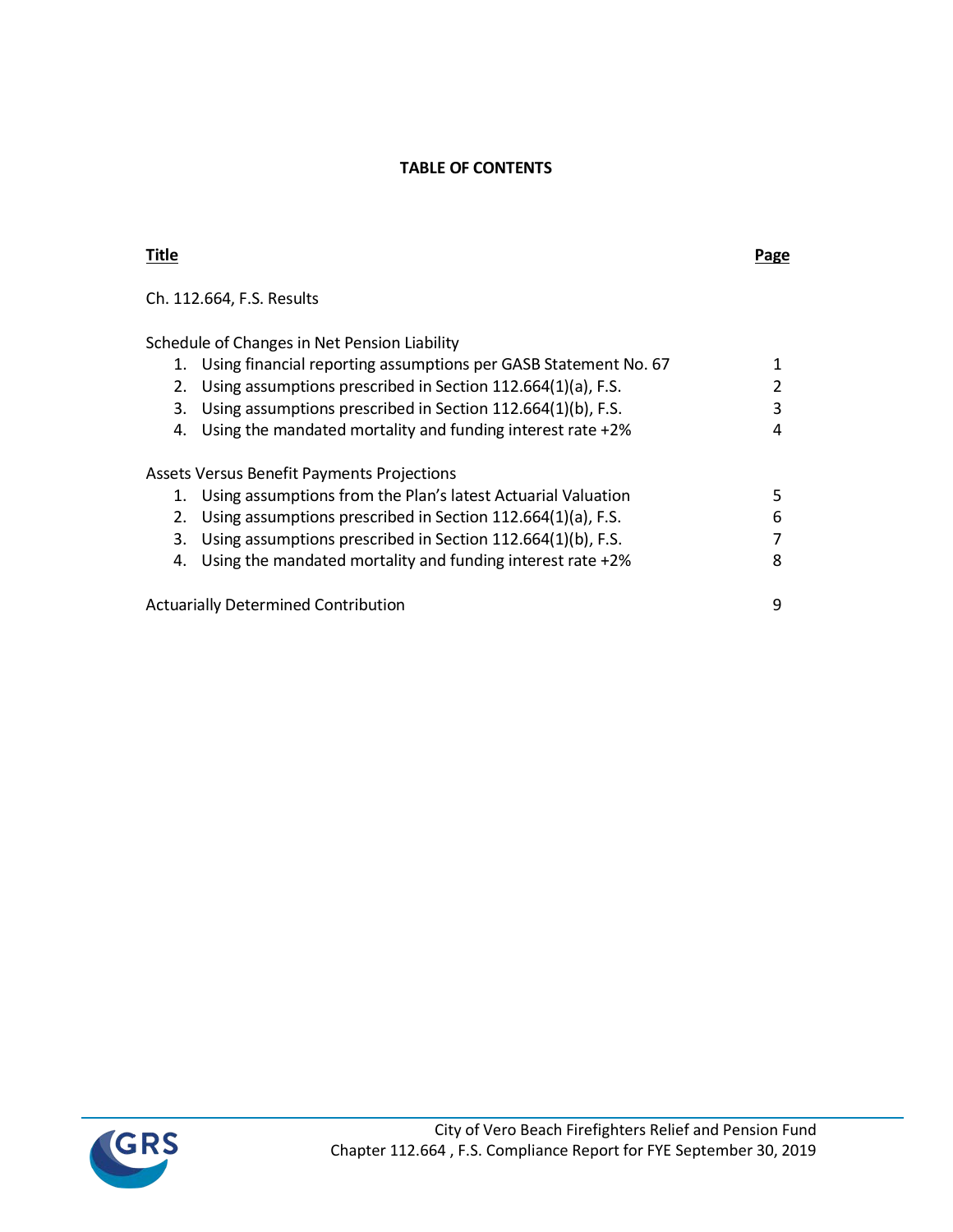**TABLE OF CONTENTS**

| Title | Page |
|---|---|
| Ch. 112.664, F.S. Results | |
| Schedule of Changes in Net Pension Liability | |
| 1. Using financial reporting assumptions per GASB Statement No. 67 | 1 |
| 2. Using assumptions prescribed in Section 112.664(1)(a), F.S. | 2 |
| 3. Using assumptions prescribed in Section 112.664(1)(b), F.S. | 3 |
| 4. Using the mandated mortality and funding interest rate +2% | 4 |
| Assets Versus Benefit Payments Projections | |
| 1. Using assumptions from the Plan's latest Actuarial Valuation | 5 |
| 2. Using assumptions prescribed in Section 112.664(1)(a), F.S. | 6 |
| 3. Using assumptions prescribed in Section 112.664(1)(b), F.S. | 7 |
| 4. Using the mandated mortality and funding interest rate +2% | 8 |
| Actuarially Determined Contribution | 9 |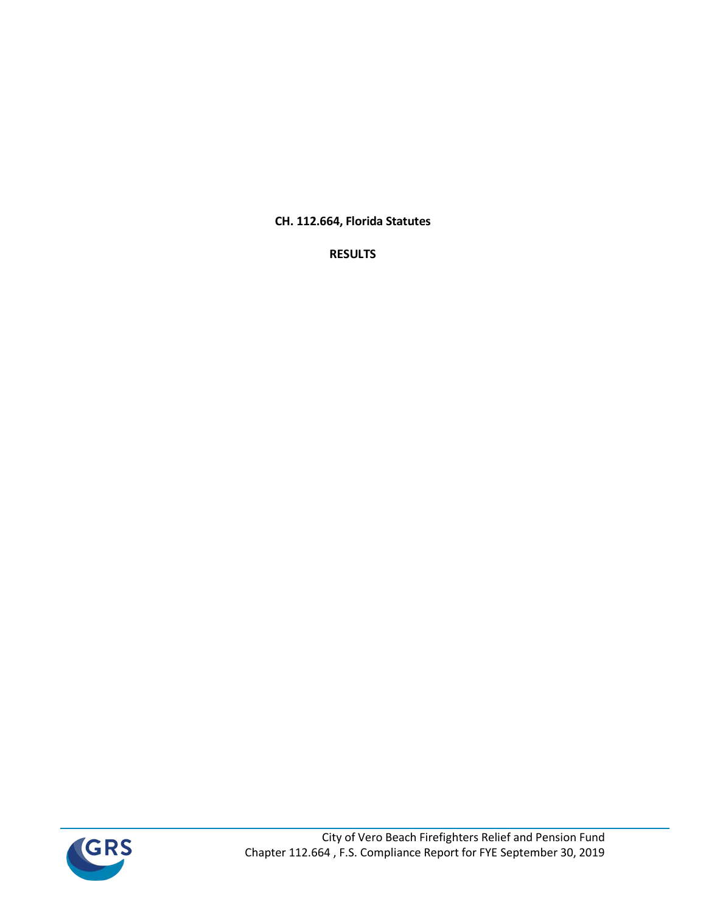**CH. 112.664, Florida Statutes**

**RESULTS**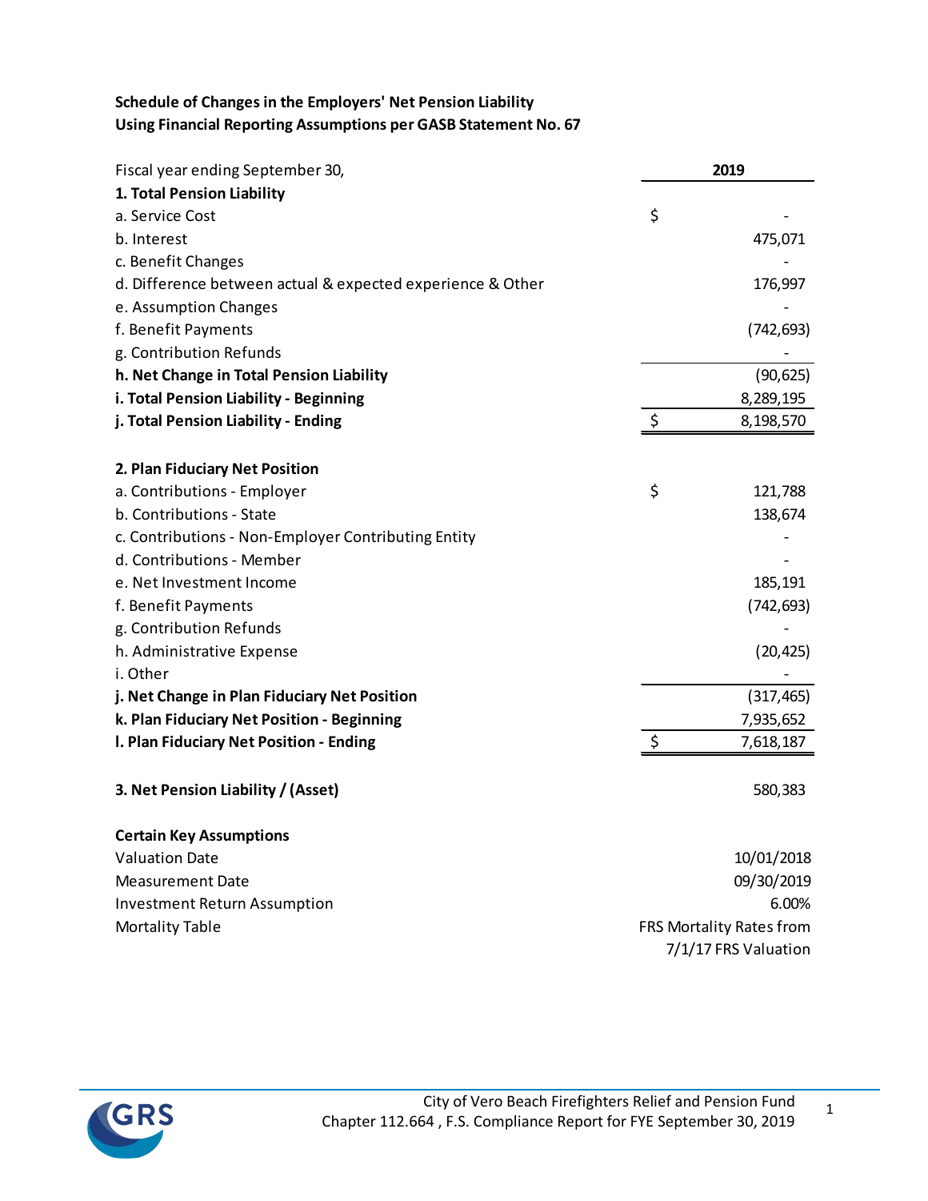**Schedule of Changes in the Employers' Net Pension Liability**
**Using Financial Reporting Assumptions per GASB Statement No. 67**

| Fiscal year ending September 30, | 2019 |
|---|---|
| **1. Total Pension Liability** | |
| a. Service Cost | $ - |
| b. Interest | 475,071 |
| c. Benefit Changes | - |
| d. Difference between actual & expected experience & Other | 176,997 |
| e. Assumption Changes | - |
| f. Benefit Payments | (742,693) |
| g. Contribution Refunds | - |
| **h. Net Change in Total Pension Liability** | (90,625) |
| **i. Total Pension Liability - Beginning** | 8,289,195 |
| **j. Total Pension Liability - Ending** | $ 8,198,570 |
| | |
| **2. Plan Fiduciary Net Position** | |
| a. Contributions - Employer | $ 121,788 |
| b. Contributions - State | 138,674 |
| c. Contributions - Non-Employer Contributing Entity | - |
| d. Contributions - Member | - |
| e. Net Investment Income | 185,191 |
| f. Benefit Payments | (742,693) |
| g. Contribution Refunds | - |
| h. Administrative Expense | (20,425) |
| i. Other | - |
| **j. Net Change in Plan Fiduciary Net Position** | (317,465) |
| **k. Plan Fiduciary Net Position - Beginning** | 7,935,652 |
| **l. Plan Fiduciary Net Position - Ending** | $ 7,618,187 |
| | |
| **3. Net Pension Liability / (Asset)** | 580,383 |
| | |
| **Certain Key Assumptions** | |
| Valuation Date | 10/01/2018 |
| Measurement Date | 09/30/2019 |
| Investment Return Assumption | 6.00% |
| Mortality Table | FRS Mortality Rates from 7/1/17 FRS Valuation |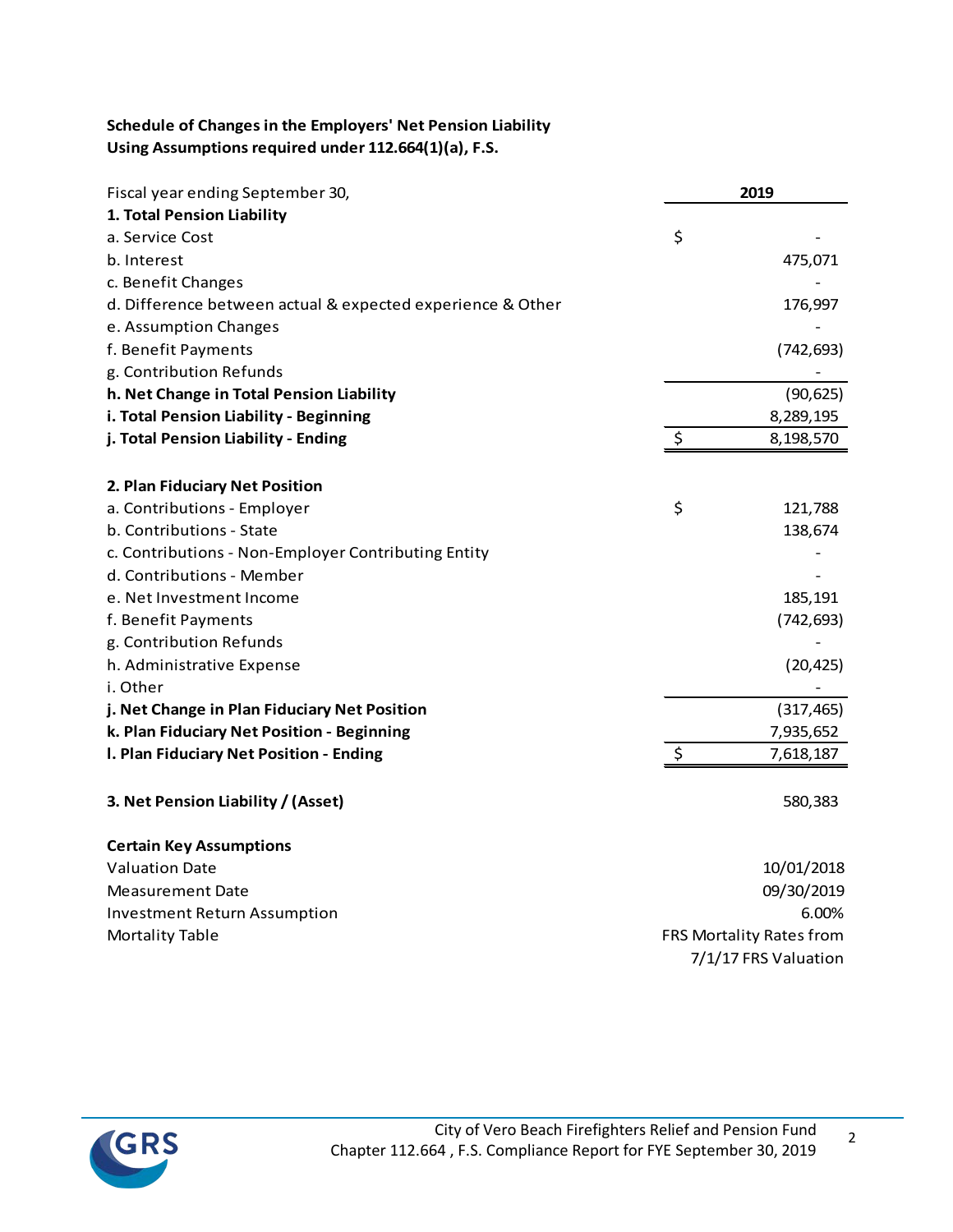**Schedule of Changes in the Employers' Net Pension Liability**
**Using Assumptions required under 112.664(1)(a), F.S.**

| Fiscal year ending September 30, | 2019 |
|---|---|
| **1. Total Pension Liability** | |
| a. Service Cost | $ - |
| b. Interest | 475,071 |
| c. Benefit Changes | - |
| d. Difference between actual & expected experience & Other | 176,997 |
| e. Assumption Changes | - |
| f. Benefit Payments | (742,693) |
| g. Contribution Refunds | - |
| **h. Net Change in Total Pension Liability** | (90,625) |
| **i. Total Pension Liability - Beginning** | 8,289,195 |
| **j. Total Pension Liability - Ending** | $ 8,198,570 |
| | |
| **2. Plan Fiduciary Net Position** | |
| a. Contributions - Employer | $ 121,788 |
| b. Contributions - State | 138,674 |
| c. Contributions - Non-Employer Contributing Entity | - |
| d. Contributions - Member | - |
| e. Net Investment Income | 185,191 |
| f. Benefit Payments | (742,693) |
| g. Contribution Refunds | - |
| h. Administrative Expense | (20,425) |
| i. Other | - |
| **j. Net Change in Plan Fiduciary Net Position** | (317,465) |
| **k. Plan Fiduciary Net Position - Beginning** | 7,935,652 |
| **l. Plan Fiduciary Net Position - Ending** | $ 7,618,187 |
| | |
| **3. Net Pension Liability / (Asset)** | 580,383 |
| | |
| **Certain Key Assumptions** | |
| Valuation Date | 10/01/2018 |
| Measurement Date | 09/30/2019 |
| Investment Return Assumption | 6.00% |
| Mortality Table | FRS Mortality Rates from 7/1/17 FRS Valuation |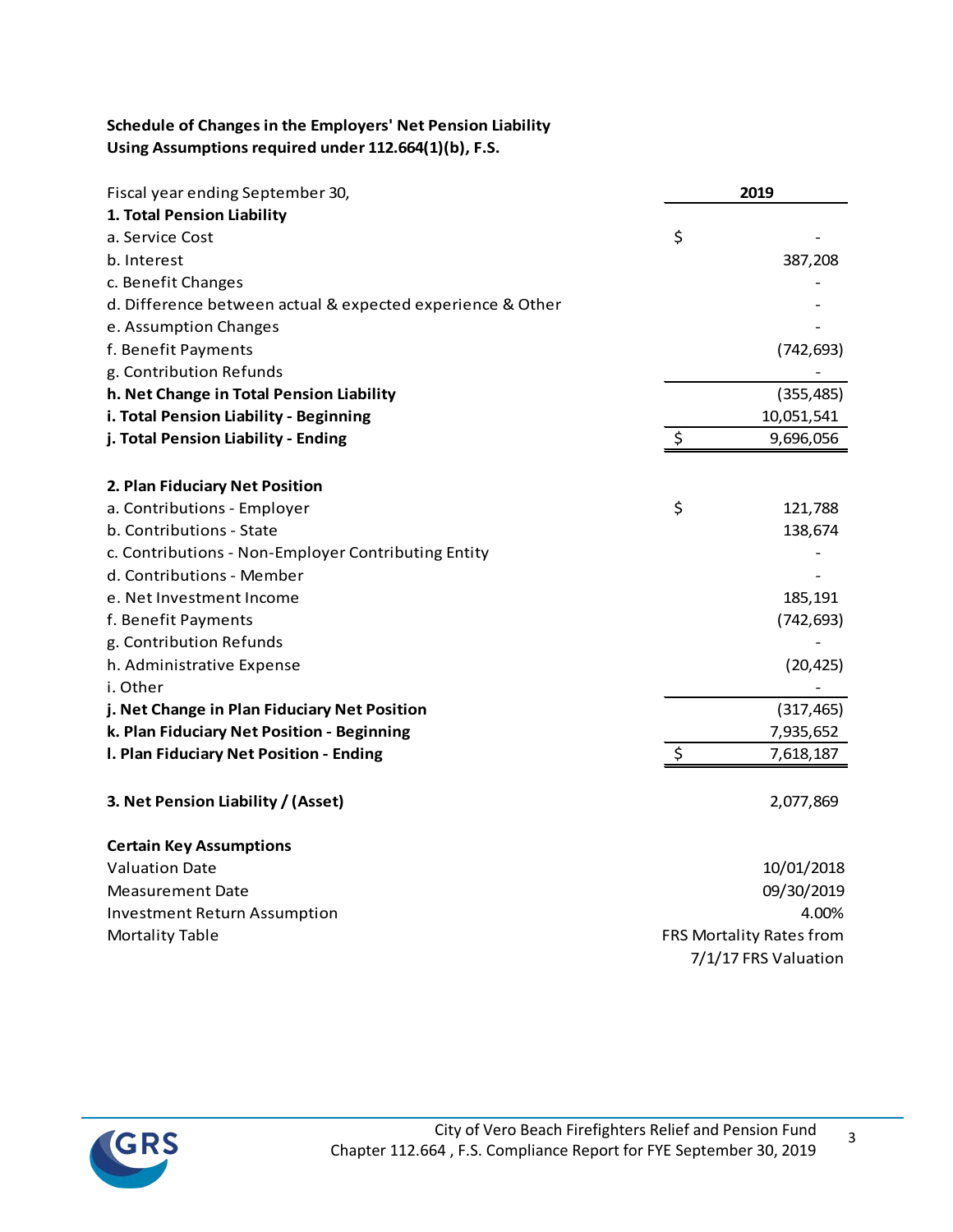**Schedule of Changes in the Employers' Net Pension Liability**
**Using Assumptions required under 112.664(1)(b), F.S.**

| Fiscal year ending September 30, | 2019 |
|---|---|
| **1. Total Pension Liability** | |
| a. Service Cost | $ - |
| b. Interest | 387,208 |
| c. Benefit Changes | - |
| d. Difference between actual & expected experience & Other | - |
| e. Assumption Changes | - |
| f. Benefit Payments | (742,693) |
| g. Contribution Refunds | - |
| **h. Net Change in Total Pension Liability** | (355,485) |
| **i. Total Pension Liability - Beginning** | 10,051,541 |
| **j. Total Pension Liability - Ending** | $ 9,696,056 |
| | |
| **2. Plan Fiduciary Net Position** | |
| a. Contributions - Employer | $ 121,788 |
| b. Contributions - State | 138,674 |
| c. Contributions - Non-Employer Contributing Entity | - |
| d. Contributions - Member | - |
| e. Net Investment Income | 185,191 |
| f. Benefit Payments | (742,693) |
| g. Contribution Refunds | - |
| h. Administrative Expense | (20,425) |
| i. Other | - |
| **j. Net Change in Plan Fiduciary Net Position** | (317,465) |
| **k. Plan Fiduciary Net Position - Beginning** | 7,935,652 |
| **l. Plan Fiduciary Net Position - Ending** | $ 7,618,187 |
| | |
| **3. Net Pension Liability / (Asset)** | 2,077,869 |
| | |
| **Certain Key Assumptions** | |
| Valuation Date | 10/01/2018 |
| Measurement Date | 09/30/2019 |
| Investment Return Assumption | 4.00% |
| Mortality Table | FRS Mortality Rates from 7/1/17 FRS Valuation |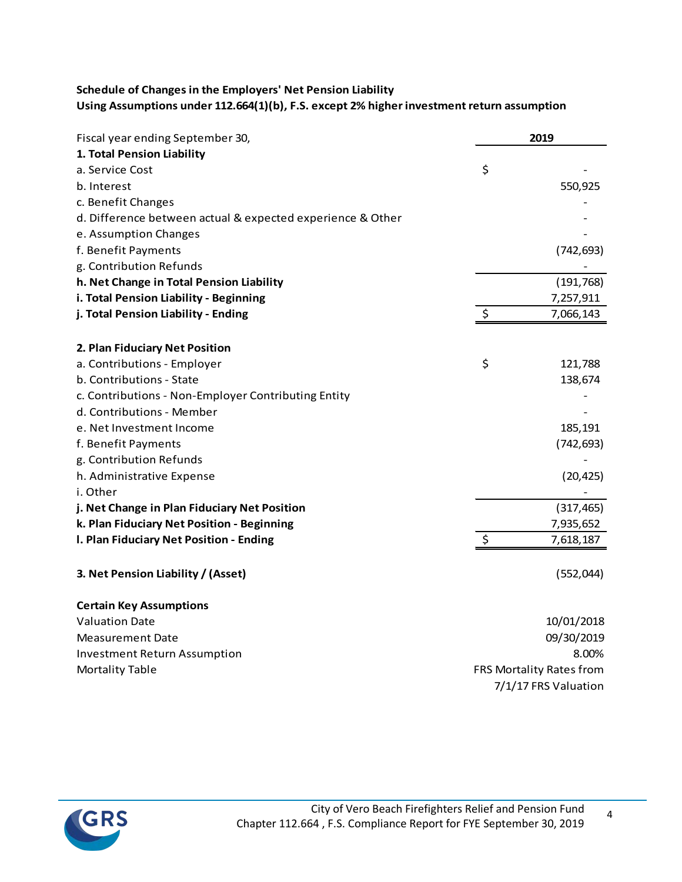**Schedule of Changes in the Employers' Net Pension Liability**
**Using Assumptions under 112.664(1)(b), F.S. except 2% higher investment return assumption**

| Fiscal year ending September 30, | 2019 |
|---|---|
| **1. Total Pension Liability** | |
| a. Service Cost | $ - |
| b. Interest | 550,925 |
| c. Benefit Changes | - |
| d. Difference between actual & expected experience & Other | - |
| e. Assumption Changes | - |
| f. Benefit Payments | (742,693) |
| g. Contribution Refunds | - |
| **h. Net Change in Total Pension Liability** | (191,768) |
| **i. Total Pension Liability - Beginning** | 7,257,911 |
| **j. Total Pension Liability - Ending** | $ 7,066,143 |
| | |
| **2. Plan Fiduciary Net Position** | |
| a. Contributions - Employer | $ 121,788 |
| b. Contributions - State | 138,674 |
| c. Contributions - Non-Employer Contributing Entity | - |
| d. Contributions - Member | - |
| e. Net Investment Income | 185,191 |
| f. Benefit Payments | (742,693) |
| g. Contribution Refunds | - |
| h. Administrative Expense | (20,425) |
| i. Other | - |
| **j. Net Change in Plan Fiduciary Net Position** | (317,465) |
| **k. Plan Fiduciary Net Position - Beginning** | 7,935,652 |
| **l. Plan Fiduciary Net Position - Ending** | $ 7,618,187 |
| | |
| **3. Net Pension Liability / (Asset)** | (552,044) |
| | |
| **Certain Key Assumptions** | |
| Valuation Date | 10/01/2018 |
| Measurement Date | 09/30/2019 |
| Investment Return Assumption | 8.00% |
| Mortality Table | FRS Mortality Rates from 7/1/17 FRS Valuation |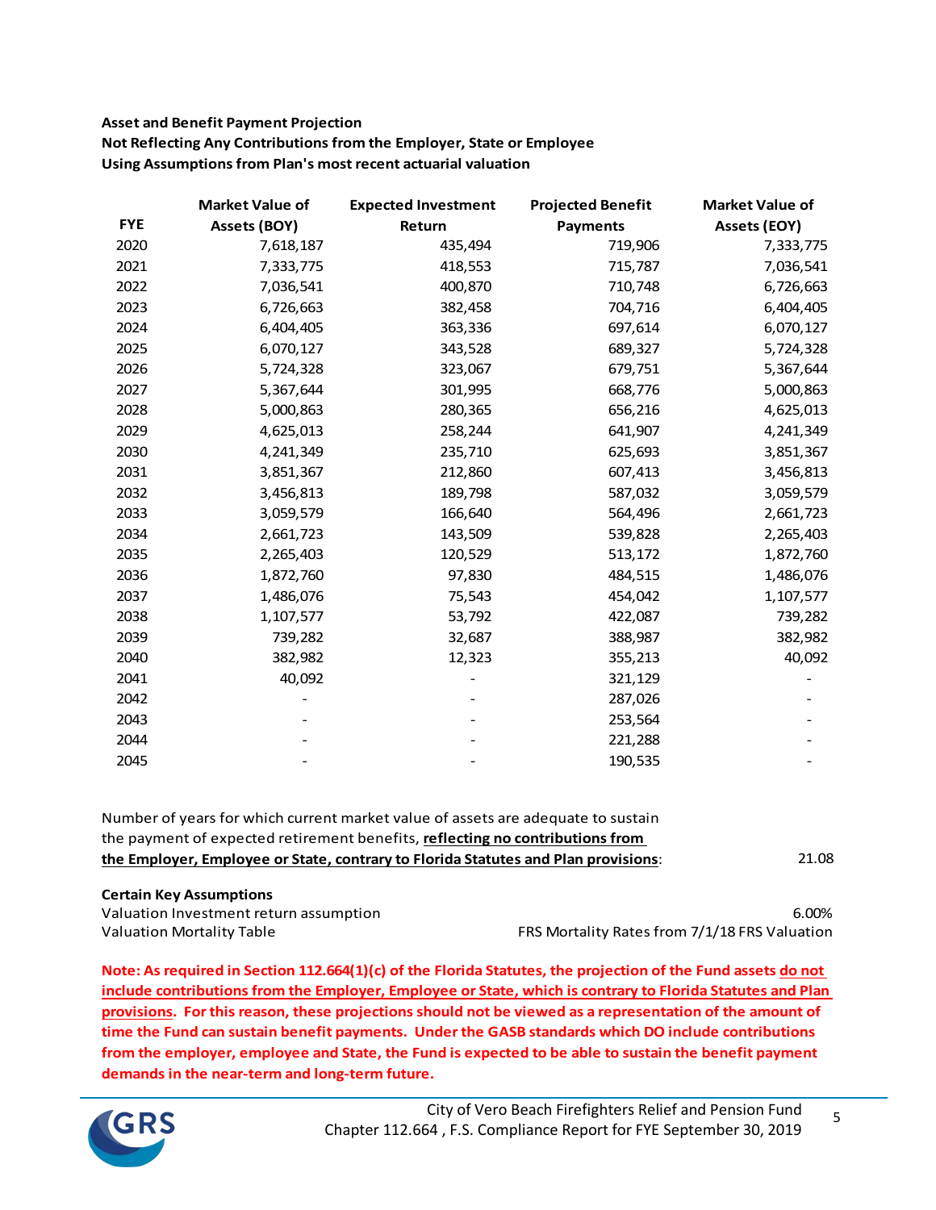**Asset and Benefit Payment Projection**
**Not Reflecting Any Contributions from the Employer, State or Employee**
**Using Assumptions from Plan's most recent actuarial valuation**

| FYE | Market Value of Assets (BOY) | Expected Investment Return | Projected Benefit Payments | Market Value of Assets (EOY) |
|---|---|---|---|---|
| 2020 | 7,618,187 | 435,494 | 719,906 | 7,333,775 |
| 2021 | 7,333,775 | 418,553 | 715,787 | 7,036,541 |
| 2022 | 7,036,541 | 400,870 | 710,748 | 6,726,663 |
| 2023 | 6,726,663 | 382,458 | 704,716 | 6,404,405 |
| 2024 | 6,404,405 | 363,336 | 697,614 | 6,070,127 |
| 2025 | 6,070,127 | 343,528 | 689,327 | 5,724,328 |
| 2026 | 5,724,328 | 323,067 | 679,751 | 5,367,644 |
| 2027 | 5,367,644 | 301,995 | 668,776 | 5,000,863 |
| 2028 | 5,000,863 | 280,365 | 656,216 | 4,625,013 |
| 2029 | 4,625,013 | 258,244 | 641,907 | 4,241,349 |
| 2030 | 4,241,349 | 235,710 | 625,693 | 3,851,367 |
| 2031 | 3,851,367 | 212,860 | 607,413 | 3,456,813 |
| 2032 | 3,456,813 | 189,798 | 587,032 | 3,059,579 |
| 2033 | 3,059,579 | 166,640 | 564,496 | 2,661,723 |
| 2034 | 2,661,723 | 143,509 | 539,828 | 2,265,403 |
| 2035 | 2,265,403 | 120,529 | 513,172 | 1,872,760 |
| 2036 | 1,872,760 | 97,830 | 484,515 | 1,486,076 |
| 2037 | 1,486,076 | 75,543 | 454,042 | 1,107,577 |
| 2038 | 1,107,577 | 53,792 | 422,087 | 739,282 |
| 2039 | 739,282 | 32,687 | 388,987 | 382,982 |
| 2040 | 382,982 | 12,323 | 355,213 | 40,092 |
| 2041 | 40,092 | - | 321,129 | - |
| 2042 | - | - | 287,026 | - |
| 2043 | - | - | 253,564 | - |
| 2044 | - | - | 221,288 | - |
| 2045 | - | - | 190,535 | - |

Number of years for which current market value of assets are adequate to sustain the payment of expected retirement benefits, **reflecting no contributions from the Employer, Employee or State, contrary to Florida Statutes and Plan provisions**: 21.08

**Certain Key Assumptions**

| | |
|---|---|
| Valuation Investment return assumption | 6.00% |
| Valuation Mortality Table | FRS Mortality Rates from 7/1/18 FRS Valuation |

**Note: As required in Section 112.664(1)(c) of the Florida Statutes, the projection of the Fund assets do not include contributions from the Employer, Employee or State, which is contrary to Florida Statutes and Plan provisions. For this reason, these projections should not be viewed as a representation of the amount of time the Fund can sustain benefit payments. Under the GASB standards which DO include contributions from the employer, employee and State, the Fund is expected to be able to sustain the benefit payment demands in the near-term and long-term future.**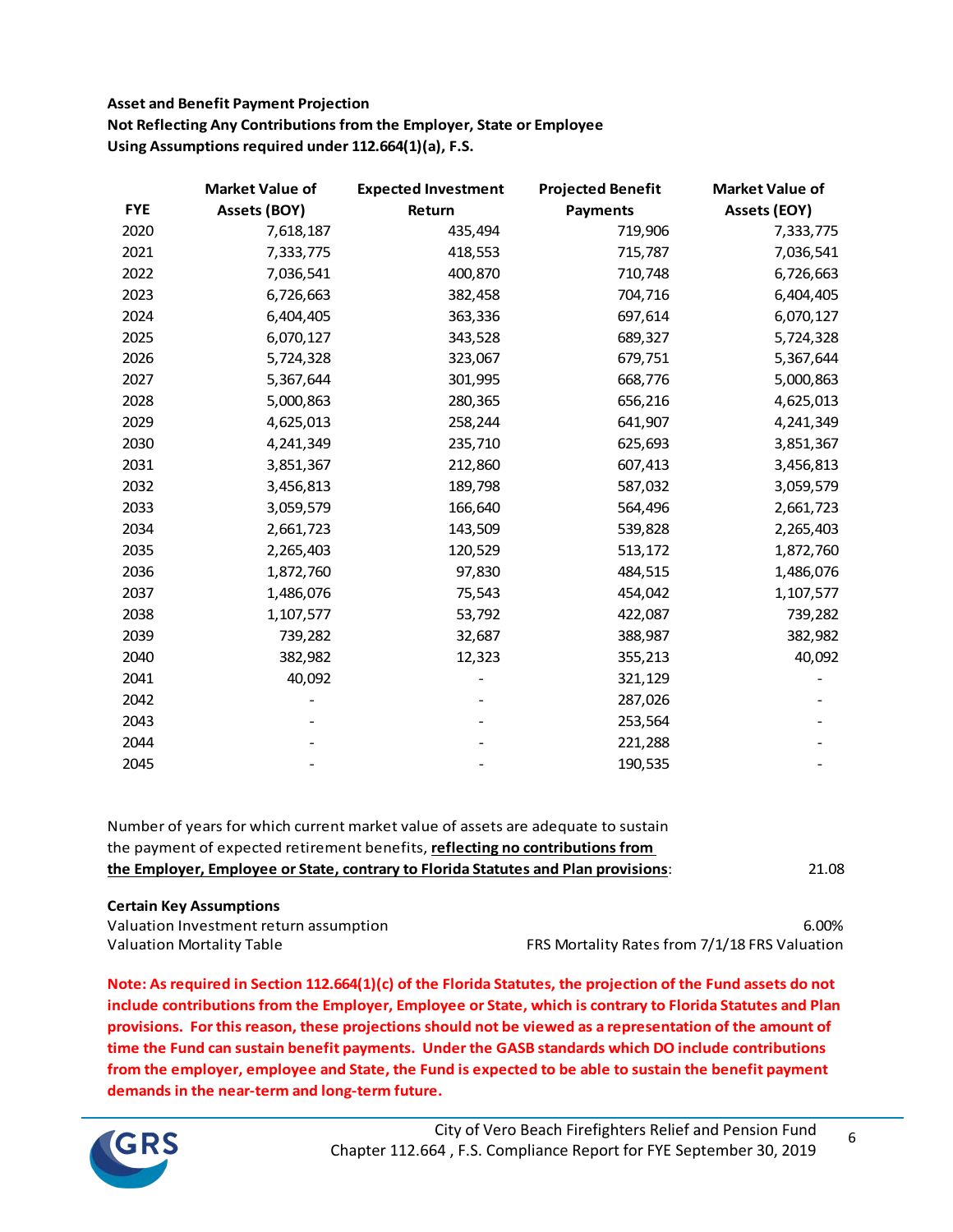**Asset and Benefit Payment Projection**
**Not Reflecting Any Contributions from the Employer, State or Employee**
**Using Assumptions required under 112.664(1)(a), F.S.**

| FYE | Market Value of Assets (BOY) | Expected Investment Return | Projected Benefit Payments | Market Value of Assets (EOY) |
|---|---|---|---|---|
| 2020 | 7,618,187 | 435,494 | 719,906 | 7,333,775 |
| 2021 | 7,333,775 | 418,553 | 715,787 | 7,036,541 |
| 2022 | 7,036,541 | 400,870 | 710,748 | 6,726,663 |
| 2023 | 6,726,663 | 382,458 | 704,716 | 6,404,405 |
| 2024 | 6,404,405 | 363,336 | 697,614 | 6,070,127 |
| 2025 | 6,070,127 | 343,528 | 689,327 | 5,724,328 |
| 2026 | 5,724,328 | 323,067 | 679,751 | 5,367,644 |
| 2027 | 5,367,644 | 301,995 | 668,776 | 5,000,863 |
| 2028 | 5,000,863 | 280,365 | 656,216 | 4,625,013 |
| 2029 | 4,625,013 | 258,244 | 641,907 | 4,241,349 |
| 2030 | 4,241,349 | 235,710 | 625,693 | 3,851,367 |
| 2031 | 3,851,367 | 212,860 | 607,413 | 3,456,813 |
| 2032 | 3,456,813 | 189,798 | 587,032 | 3,059,579 |
| 2033 | 3,059,579 | 166,640 | 564,496 | 2,661,723 |
| 2034 | 2,661,723 | 143,509 | 539,828 | 2,265,403 |
| 2035 | 2,265,403 | 120,529 | 513,172 | 1,872,760 |
| 2036 | 1,872,760 | 97,830 | 484,515 | 1,486,076 |
| 2037 | 1,486,076 | 75,543 | 454,042 | 1,107,577 |
| 2038 | 1,107,577 | 53,792 | 422,087 | 739,282 |
| 2039 | 739,282 | 32,687 | 388,987 | 382,982 |
| 2040 | 382,982 | 12,323 | 355,213 | 40,092 |
| 2041 | 40,092 | - | 321,129 | - |
| 2042 | - | - | 287,026 | - |
| 2043 | - | - | 253,564 | - |
| 2044 | - | - | 221,288 | - |
| 2045 | - | - | 190,535 | - |

Number of years for which current market value of assets are adequate to sustain the payment of expected retirement benefits, **reflecting no contributions from the Employer, Employee or State, contrary to Florida Statutes and Plan provisions**: 21.08

**Certain Key Assumptions**

| | |
|---|---|
| Valuation Investment return assumption | 6.00% |
| Valuation Mortality Table | FRS Mortality Rates from 7/1/18 FRS Valuation |

**Note: As required in Section 112.664(1)(c) of the Florida Statutes, the projection of the Fund assets do not include contributions from the Employer, Employee or State, which is contrary to Florida Statutes and Plan provisions. For this reason, these projections should not be viewed as a representation of the amount of time the Fund can sustain benefit payments. Under the GASB standards which DO include contributions from the employer, employee and State, the Fund is expected to be able to sustain the benefit payment demands in the near-term and long-term future.**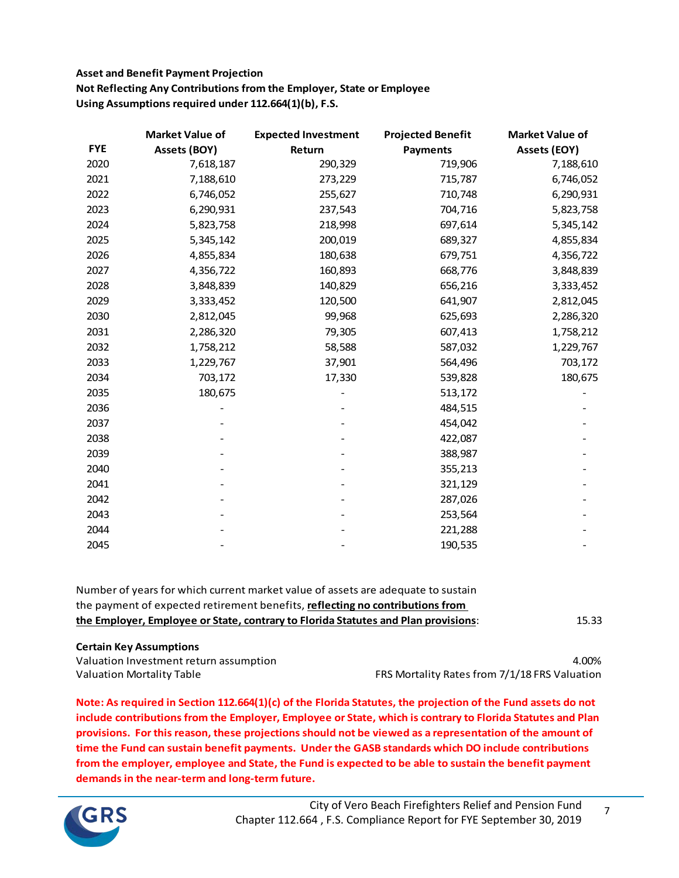**Asset and Benefit Payment Projection**
**Not Reflecting Any Contributions from the Employer, State or Employee**
**Using Assumptions required under 112.664(1)(b), F.S.**

| FYE | Market Value of Assets (BOY) | Expected Investment Return | Projected Benefit Payments | Market Value of Assets (EOY) |
|---|---|---|---|---|
| 2020 | 7,618,187 | 290,329 | 719,906 | 7,188,610 |
| 2021 | 7,188,610 | 273,229 | 715,787 | 6,746,052 |
| 2022 | 6,746,052 | 255,627 | 710,748 | 6,290,931 |
| 2023 | 6,290,931 | 237,543 | 704,716 | 5,823,758 |
| 2024 | 5,823,758 | 218,998 | 697,614 | 5,345,142 |
| 2025 | 5,345,142 | 200,019 | 689,327 | 4,855,834 |
| 2026 | 4,855,834 | 180,638 | 679,751 | 4,356,722 |
| 2027 | 4,356,722 | 160,893 | 668,776 | 3,848,839 |
| 2028 | 3,848,839 | 140,829 | 656,216 | 3,333,452 |
| 2029 | 3,333,452 | 120,500 | 641,907 | 2,812,045 |
| 2030 | 2,812,045 | 99,968 | 625,693 | 2,286,320 |
| 2031 | 2,286,320 | 79,305 | 607,413 | 1,758,212 |
| 2032 | 1,758,212 | 58,588 | 587,032 | 1,229,767 |
| 2033 | 1,229,767 | 37,901 | 564,496 | 703,172 |
| 2034 | 703,172 | 17,330 | 539,828 | 180,675 |
| 2035 | 180,675 | - | 513,172 | - |
| 2036 | - | - | 484,515 | - |
| 2037 | - | - | 454,042 | - |
| 2038 | - | - | 422,087 | - |
| 2039 | - | - | 388,987 | - |
| 2040 | - | - | 355,213 | - |
| 2041 | - | - | 321,129 | - |
| 2042 | - | - | 287,026 | - |
| 2043 | - | - | 253,564 | - |
| 2044 | - | - | 221,288 | - |
| 2045 | - | - | 190,535 | - |

Number of years for which current market value of assets are adequate to sustain the payment of expected retirement benefits, **reflecting no contributions from the Employer, Employee or State, contrary to Florida Statutes and Plan provisions**: 15.33

**Certain Key Assumptions**

| | |
|---|---|
| Valuation Investment return assumption | 4.00% |
| Valuation Mortality Table | FRS Mortality Rates from 7/1/18 FRS Valuation |

**Note: As required in Section 112.664(1)(c) of the Florida Statutes, the projection of the Fund assets do not include contributions from the Employer, Employee or State, which is contrary to Florida Statutes and Plan provisions. For this reason, these projections should not be viewed as a representation of the amount of time the Fund can sustain benefit payments. Under the GASB standards which DO include contributions from the employer, employee and State, the Fund is expected to be able to sustain the benefit payment demands in the near-term and long-term future.**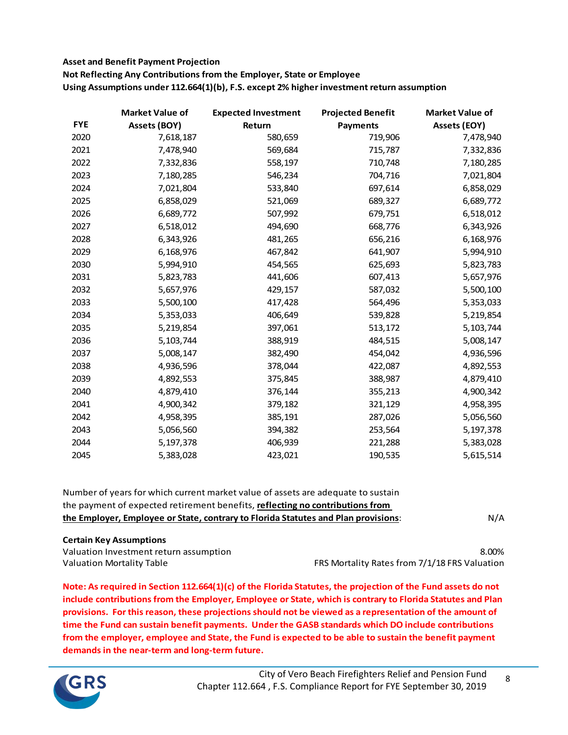**Asset and Benefit Payment Projection**
**Not Reflecting Any Contributions from the Employer, State or Employee**
**Using Assumptions under 112.664(1)(b), F.S. except 2% higher investment return assumption**

| FYE | Market Value of Assets (BOY) | Expected Investment Return | Projected Benefit Payments | Market Value of Assets (EOY) |
|---|---|---|---|---|
| 2020 | 7,618,187 | 580,659 | 719,906 | 7,478,940 |
| 2021 | 7,478,940 | 569,684 | 715,787 | 7,332,836 |
| 2022 | 7,332,836 | 558,197 | 710,748 | 7,180,285 |
| 2023 | 7,180,285 | 546,234 | 704,716 | 7,021,804 |
| 2024 | 7,021,804 | 533,840 | 697,614 | 6,858,029 |
| 2025 | 6,858,029 | 521,069 | 689,327 | 6,689,772 |
| 2026 | 6,689,772 | 507,992 | 679,751 | 6,518,012 |
| 2027 | 6,518,012 | 494,690 | 668,776 | 6,343,926 |
| 2028 | 6,343,926 | 481,265 | 656,216 | 6,168,976 |
| 2029 | 6,168,976 | 467,842 | 641,907 | 5,994,910 |
| 2030 | 5,994,910 | 454,565 | 625,693 | 5,823,783 |
| 2031 | 5,823,783 | 441,606 | 607,413 | 5,657,976 |
| 2032 | 5,657,976 | 429,157 | 587,032 | 5,500,100 |
| 2033 | 5,500,100 | 417,428 | 564,496 | 5,353,033 |
| 2034 | 5,353,033 | 406,649 | 539,828 | 5,219,854 |
| 2035 | 5,219,854 | 397,061 | 513,172 | 5,103,744 |
| 2036 | 5,103,744 | 388,919 | 484,515 | 5,008,147 |
| 2037 | 5,008,147 | 382,490 | 454,042 | 4,936,596 |
| 2038 | 4,936,596 | 378,044 | 422,087 | 4,892,553 |
| 2039 | 4,892,553 | 375,845 | 388,987 | 4,879,410 |
| 2040 | 4,879,410 | 376,144 | 355,213 | 4,900,342 |
| 2041 | 4,900,342 | 379,182 | 321,129 | 4,958,395 |
| 2042 | 4,958,395 | 385,191 | 287,026 | 5,056,560 |
| 2043 | 5,056,560 | 394,382 | 253,564 | 5,197,378 |
| 2044 | 5,197,378 | 406,939 | 221,288 | 5,383,028 |
| 2045 | 5,383,028 | 423,021 | 190,535 | 5,615,514 |

Number of years for which current market value of assets are adequate to sustain the payment of expected retirement benefits, **reflecting no contributions from the Employer, Employee or State, contrary to Florida Statutes and Plan provisions**: N/A

**Certain Key Assumptions**

| | |
|---|---|
| Valuation Investment return assumption | 8.00% |
| Valuation Mortality Table | FRS Mortality Rates from 7/1/18 FRS Valuation |

**Note: As required in Section 112.664(1)(c) of the Florida Statutes, the projection of the Fund assets do not include contributions from the Employer, Employee or State, which is contrary to Florida Statutes and Plan provisions. For this reason, these projections should not be viewed as a representation of the amount of time the Fund can sustain benefit payments. Under the GASB standards which DO include contributions from the employer, employee and State, the Fund is expected to be able to sustain the benefit payment demands in the near-term and long-term future.**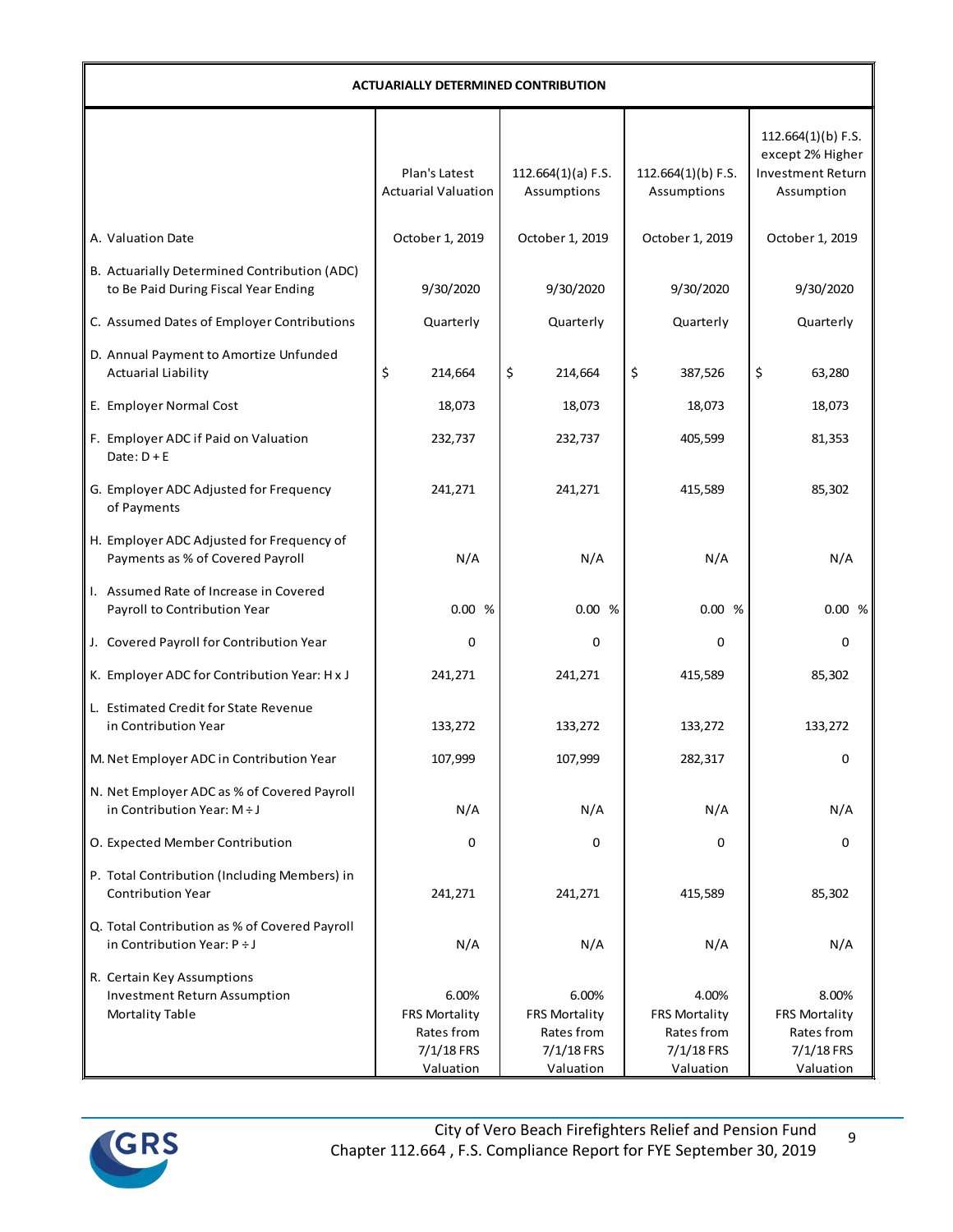| ACTUARIALLY DETERMINED CONTRIBUTION | | | | |
|---|---|---|---|---|
| | Plan's Latest Actuarial Valuation | 112.664(1)(a) F.S. Assumptions | 112.664(1)(b) F.S. Assumptions | 112.664(1)(b) F.S. except 2% Higher Investment Return Assumption |
| A. Valuation Date | October 1, 2019 | October 1, 2019 | October 1, 2019 | October 1, 2019 |
| B. Actuarially Determined Contribution (ADC) to Be Paid During Fiscal Year Ending | 9/30/2020 | 9/30/2020 | 9/30/2020 | 9/30/2020 |
| C. Assumed Dates of Employer Contributions | Quarterly | Quarterly | Quarterly | Quarterly |
| D. Annual Payment to Amortize Unfunded Actuarial Liability | $ 214,664 | $ 214,664 | $ 387,526 | $ 63,280 |
| E. Employer Normal Cost | 18,073 | 18,073 | 18,073 | 18,073 |
| F. Employer ADC if Paid on Valuation Date: D + E | 232,737 | 232,737 | 405,599 | 81,353 |
| G. Employer ADC Adjusted for Frequency of Payments | 241,271 | 241,271 | 415,589 | 85,302 |
| H. Employer ADC Adjusted for Frequency of Payments as % of Covered Payroll | N/A | N/A | N/A | N/A |
| I. Assumed Rate of Increase in Covered Payroll to Contribution Year | 0.00 % | 0.00 % | 0.00 % | 0.00 % |
| J. Covered Payroll for Contribution Year | 0 | 0 | 0 | 0 |
| K. Employer ADC for Contribution Year: H x J | 241,271 | 241,271 | 415,589 | 85,302 |
| L. Estimated Credit for State Revenue in Contribution Year | 133,272 | 133,272 | 133,272 | 133,272 |
| M. Net Employer ADC in Contribution Year | 107,999 | 107,999 | 282,317 | 0 |
| N. Net Employer ADC as % of Covered Payroll in Contribution Year: M ÷ J | N/A | N/A | N/A | N/A |
| O. Expected Member Contribution | 0 | 0 | 0 | 0 |
| P. Total Contribution (Including Members) in Contribution Year | 241,271 | 241,271 | 415,589 | 85,302 |
| Q. Total Contribution as % of Covered Payroll in Contribution Year: P ÷ J | N/A | N/A | N/A | N/A |
| R. Certain Key Assumptions<br>Investment Return Assumption<br>Mortality Table | 6.00%<br>FRS Mortality Rates from 7/1/18 FRS Valuation | 6.00%<br>FRS Mortality Rates from 7/1/18 FRS Valuation | 4.00%<br>FRS Mortality Rates from 7/1/18 FRS Valuation | 8.00%<br>FRS Mortality Rates from 7/1/18 FRS Valuation |